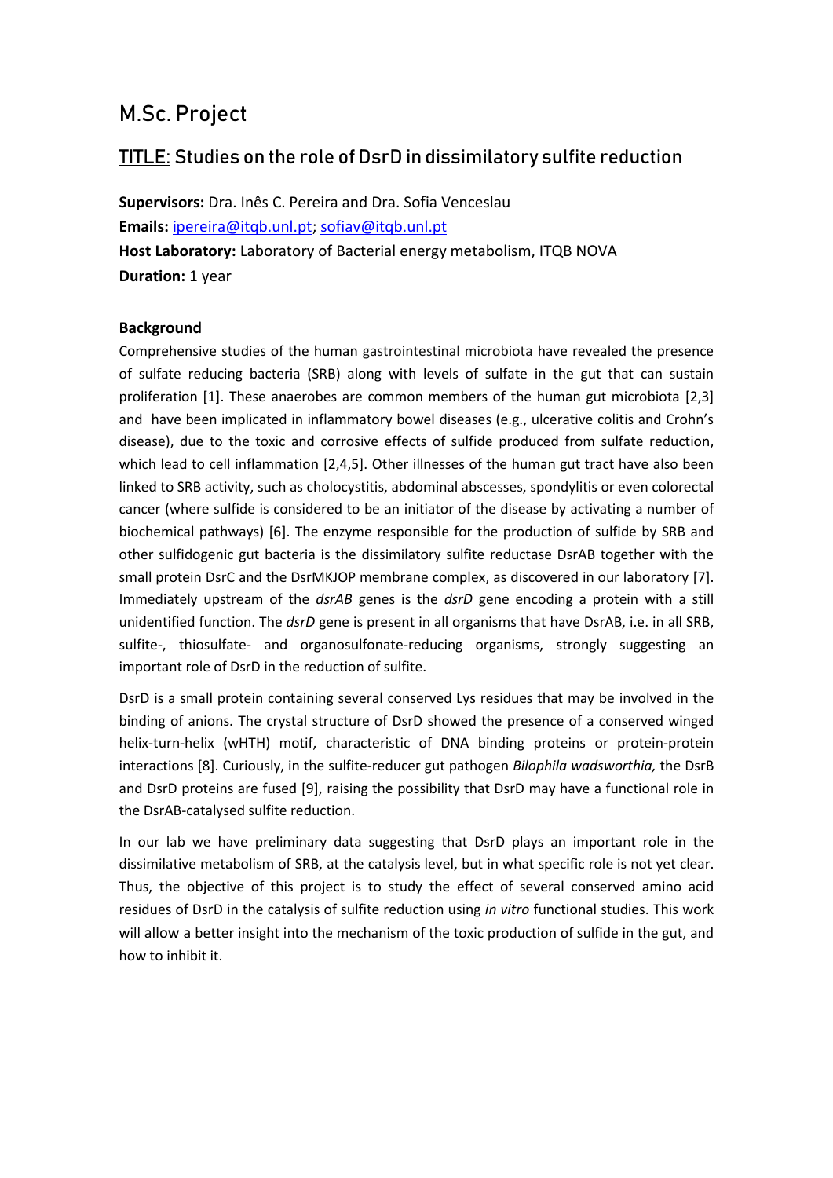# M.Sc. Project

## TITLE: Studies on the role of DsrD in dissimilatory sulfite reduction

**Supervisors:** Dra. Inês C. Pereira and Dra. Sofia Venceslau
**Emails:** ipereira@itqb.unl.pt; sofiav@itqb.unl.pt
**Host Laboratory:** Laboratory of Bacterial energy metabolism, ITQB NOVA
**Duration:** 1 year

### Background

Comprehensive studies of the human gastrointestinal microbiota have revealed the presence of sulfate reducing bacteria (SRB) along with levels of sulfate in the gut that can sustain proliferation [1]. These anaerobes are common members of the human gut microbiota [2,3] and have been implicated in inflammatory bowel diseases (e.g., ulcerative colitis and Crohn's disease), due to the toxic and corrosive effects of sulfide produced from sulfate reduction, which lead to cell inflammation [2,4,5]. Other illnesses of the human gut tract have also been linked to SRB activity, such as cholocystitis, abdominal abscesses, spondylitis or even colorectal cancer (where sulfide is considered to be an initiator of the disease by activating a number of biochemical pathways) [6]. The enzyme responsible for the production of sulfide by SRB and other sulfidogenic gut bacteria is the dissimilatory sulfite reductase DsrAB together with the small protein DsrC and the DsrMKJOP membrane complex, as discovered in our laboratory [7]. Immediately upstream of the *dsrAB* genes is the *dsrD* gene encoding a protein with a still unidentified function. The *dsrD* gene is present in all organisms that have DsrAB, i.e. in all SRB, sulfite-, thiosulfate- and organosulfonate-reducing organisms, strongly suggesting an important role of DsrD in the reduction of sulfite.

DsrD is a small protein containing several conserved Lys residues that may be involved in the binding of anions. The crystal structure of DsrD showed the presence of a conserved winged helix-turn-helix (wHTH) motif, characteristic of DNA binding proteins or protein-protein interactions [8]. Curiously, in the sulfite-reducer gut pathogen *Bilophila wadsworthia,* the DsrB and DsrD proteins are fused [9], raising the possibility that DsrD may have a functional role in the DsrAB-catalysed sulfite reduction.

In our lab we have preliminary data suggesting that DsrD plays an important role in the dissimilative metabolism of SRB, at the catalysis level, but in what specific role is not yet clear. Thus, the objective of this project is to study the effect of several conserved amino acid residues of DsrD in the catalysis of sulfite reduction using *in vitro* functional studies. This work will allow a better insight into the mechanism of the toxic production of sulfide in the gut, and how to inhibit it.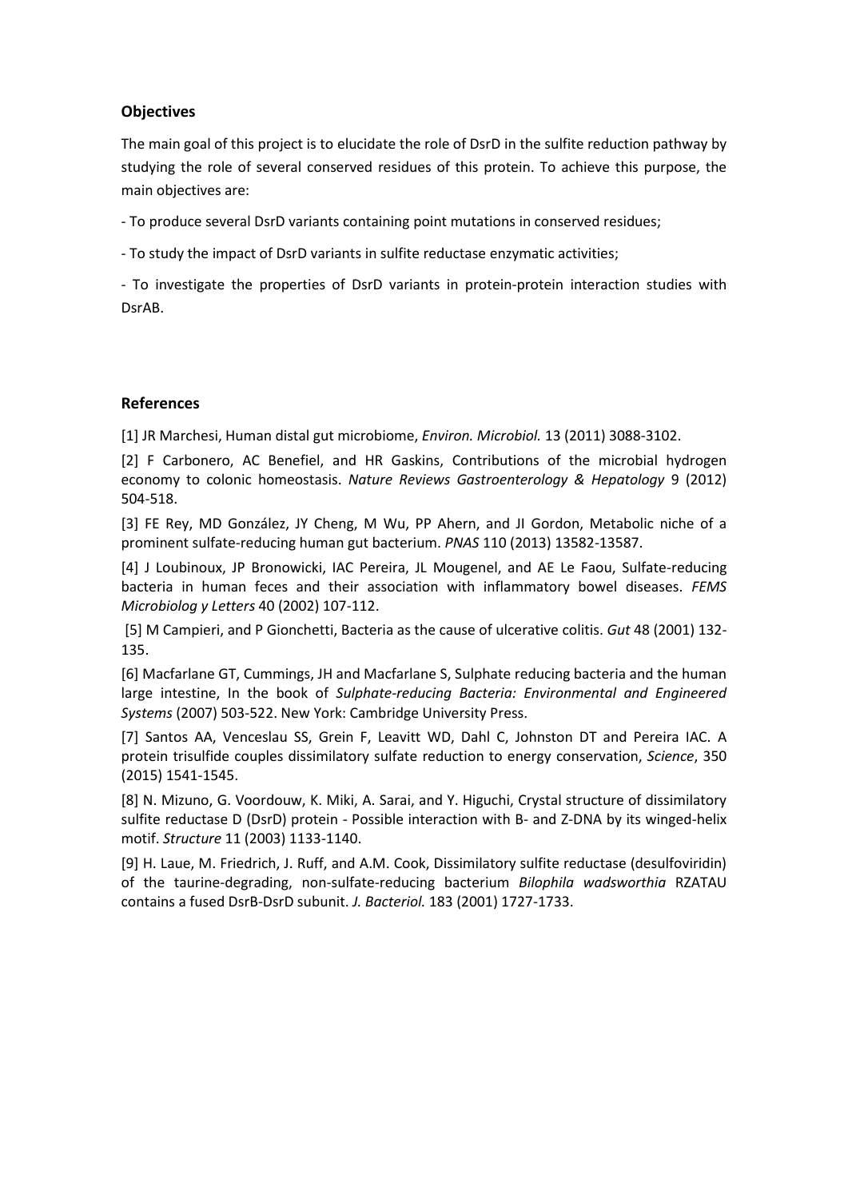## Objectives

The main goal of this project is to elucidate the role of DsrD in the sulfite reduction pathway by studying the role of several conserved residues of this protein. To achieve this purpose, the main objectives are:

- To produce several DsrD variants containing point mutations in conserved residues;

- To study the impact of DsrD variants in sulfite reductase enzymatic activities;

- To investigate the properties of DsrD variants in protein-protein interaction studies with DsrAB.

## References

[1] JR Marchesi, Human distal gut microbiome, *Environ. Microbiol.* 13 (2011) 3088-3102.

[2] F Carbonero, AC Benefiel, and HR Gaskins, Contributions of the microbial hydrogen economy to colonic homeostasis. *Nature Reviews Gastroenterology & Hepatology* 9 (2012) 504-518.

[3] FE Rey, MD González, JY Cheng, M Wu, PP Ahern, and JI Gordon, Metabolic niche of a prominent sulfate-reducing human gut bacterium. *PNAS* 110 (2013) 13582-13587.

[4] J Loubinoux, JP Bronowicki, IAC Pereira, JL Mougenel, and AE Le Faou, Sulfate-reducing bacteria in human feces and their association with inflammatory bowel diseases. *FEMS Microbiolog y Letters* 40 (2002) 107-112.

[5] M Campieri, and P Gionchetti, Bacteria as the cause of ulcerative colitis. *Gut* 48 (2001) 132-135.

[6] Macfarlane GT, Cummings, JH and Macfarlane S, Sulphate reducing bacteria and the human large intestine, In the book of *Sulphate-reducing Bacteria: Environmental and Engineered Systems* (2007) 503-522. New York: Cambridge University Press.

[7] Santos AA, Venceslau SS, Grein F, Leavitt WD, Dahl C, Johnston DT and Pereira IAC. A protein trisulfide couples dissimilatory sulfate reduction to energy conservation, *Science*, 350 (2015) 1541-1545.

[8] N. Mizuno, G. Voordouw, K. Miki, A. Sarai, and Y. Higuchi, Crystal structure of dissimilatory sulfite reductase D (DsrD) protein - Possible interaction with B- and Z-DNA by its winged-helix motif. *Structure* 11 (2003) 1133-1140.

[9] H. Laue, M. Friedrich, J. Ruff, and A.M. Cook, Dissimilatory sulfite reductase (desulfoviridin) of the taurine-degrading, non-sulfate-reducing bacterium *Bilophila wadsworthia* RZATAU contains a fused DsrB-DsrD subunit. *J. Bacteriol.* 183 (2001) 1727-1733.